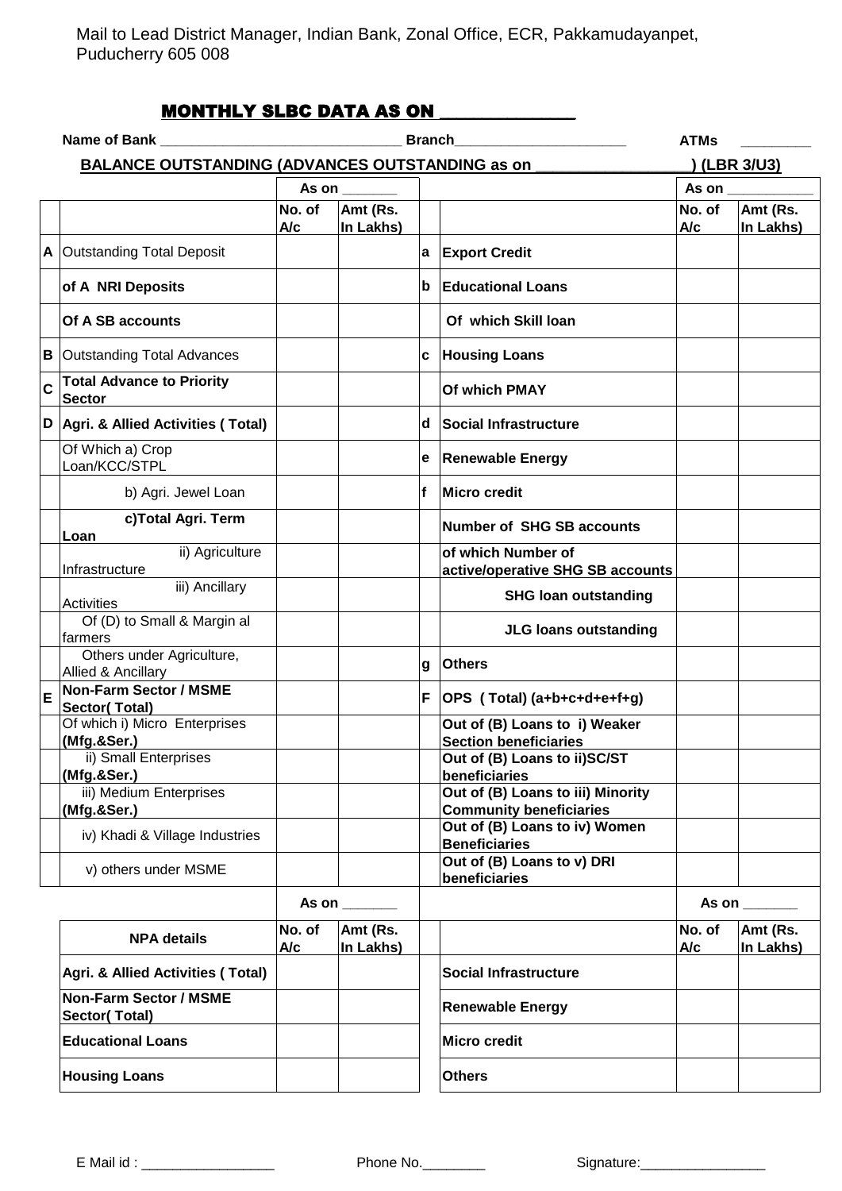Mail to Lead District Manager, Indian Bank, Zonal Office, ECR, Pakkamudayanpet, Puducherry 605 008

## MONTHLY SLBC DATA AS ON _______________

**Name of Bank** _______________________________ **Branch**______________________ **ATMs** _________

**BALANCE OUTSTANDING (ADVANCES OUTSTANDING as on __________________) (LBR 3/U3)**

| | | As on _______ | | | | As on ___________ | |
|---|---|---|---|---|---|---|---|
| | | **No. of A/c** | **Amt (Rs. In Lakhs)** | | | **No. of A/c** | **Amt (Rs. In Lakhs)** |
| **A** | Outstanding Total Deposit | | | **a** | **Export Credit** | | |
| | **of A NRI Deposits** | | | **b** | **Educational Loans** | | |
| | **Of A SB accounts** | | | | **Of which Skill loan** | | |
| **B** | Outstanding Total Advances | | | **c** | **Housing Loans** | | |
| **C** | **Total Advance to Priority Sector** | | | | **Of which PMAY** | | |
| **D** | **Agri. & Allied Activities ( Total)** | | | **d** | **Social Infrastructure** | | |
| | Of Which a) Crop Loan/KCC/STPL | | | **e** | **Renewable Energy** | | |
| | b) Agri. Jewel Loan | | | **f** | **Micro credit** | | |
| | **c)Total Agri. Term Loan** | | | | **Number of SHG SB accounts** | | |
| | ii) Agriculture Infrastructure | | | | **of which Number of active/operative SHG SB accounts** | | |
| | iii) Ancillary Activities | | | | **SHG loan outstanding** | | |
| | Of (D) to Small & Margin al farmers | | | | **JLG loans outstanding** | | |
| | Others under Agriculture, Allied & Ancillary | | | **g** | **Others** | | |
| **E** | **Non-Farm Sector / MSME Sector( Total)** | | | **F** | **OPS ( Total) (a+b+c+d+e+f+g)** | | |
| | Of which i) Micro Enterprises **(Mfg.&Ser.)** | | | | **Out of (B) Loans to i) Weaker Section beneficiaries** | | |
| | ii) Small Enterprises **(Mfg.&Ser.)** | | | | **Out of (B) Loans to ii)SC/ST beneficiaries** | | |
| | iii) Medium Enterprises **(Mfg.&Ser.)** | | | | **Out of (B) Loans to iii) Minority Community beneficiaries** | | |
| | iv) Khadi & Village Industries | | | | **Out of (B) Loans to iv) Women Beneficiaries** | | |
| | v) others under MSME | | | | **Out of (B) Loans to v) DRI beneficiaries** | | |

| | As on _______ | | | | As on _______ | |
|---|---|---|---|---|---|---|
| **NPA details** | **No. of A/c** | **Amt (Rs. In Lakhs)** | | | **No. of A/c** | **Amt (Rs. In Lakhs)** |
| **Agri. & Allied Activities ( Total)** | | | | **Social Infrastructure** | | |
| **Non-Farm Sector / MSME Sector( Total)** | | | | **Renewable Energy** | | |
| **Educational Loans** | | | | **Micro credit** | | |
| **Housing Loans** | | | | **Others** | | |

E Mail id : _________________ Phone No.________ Signature:________________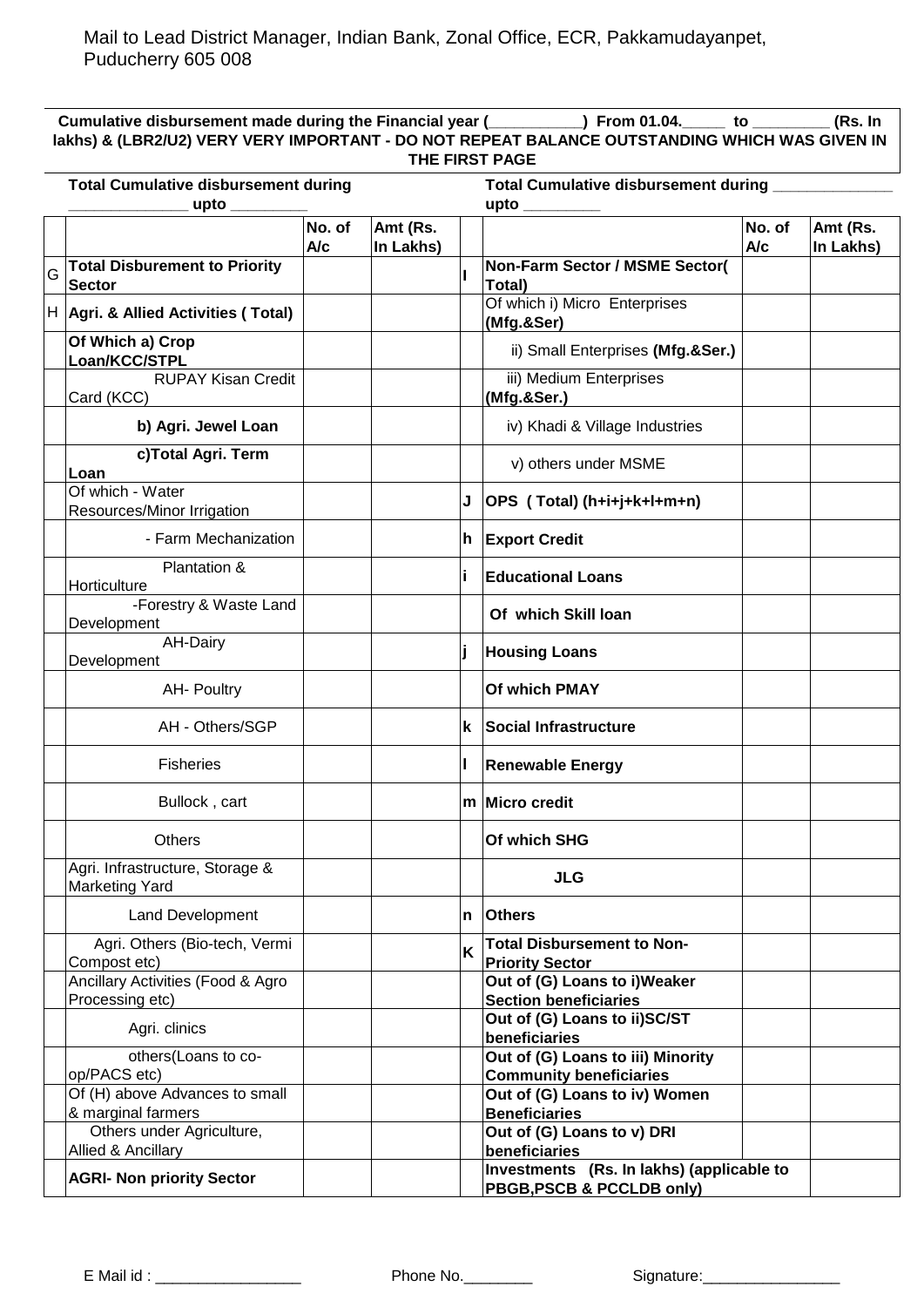Mail to Lead District Manager, Indian Bank, Zonal Office, ECR, Pakkamudayanpet, Puducherry 605 008

**Cumulative disbursement made during the Financial year (__________) From 01.04._____ to _________ (Rs. In lakhs) & (LBR2/U2) VERY VERY IMPORTANT - DO NOT REPEAT BALANCE OUTSTANDING WHICH WAS GIVEN IN THE FIRST PAGE**

| | **Total Cumulative disbursement during _____________ upto _________** | | | | **Total Cumulative disbursement during _____________ upto _________** | | |
|---|---|---|---|---|---|---|---|
| | | **No. of A/c** | **Amt (Rs. In Lakhs)** | | | **No. of A/c** | **Amt (Rs. In Lakhs)** |
| G | **Total Disburement to Priority Sector** | | | I | **Non-Farm Sector / MSME Sector( Total)** | | |
| H | **Agri. & Allied Activities ( Total)** | | | | Of which i) Micro Enterprises **(Mfg.&Ser)** | | |
| | **Of Which a) Crop Loan/KCC/STPL** | | | | ii) Small Enterprises **(Mfg.&Ser.)** | | |
| | RUPAY Kisan Credit Card (KCC) | | | | iii) Medium Enterprises **(Mfg.&Ser.)** | | |
| | **b) Agri. Jewel Loan** | | | | iv) Khadi & Village Industries | | |
| | **c)Total Agri. Term Loan** | | | | v) others under MSME | | |
| | Of which - Water Resources/Minor Irrigation | | | J | **OPS ( Total) (h+i+j+k+l+m+n)** | | |
| | - Farm Mechanization | | | h | **Export Credit** | | |
| | Plantation & Horticulture | | | i | **Educational Loans** | | |
| | -Forestry & Waste Land Development | | | | **Of which Skill loan** | | |
| | AH-Dairy Development | | | j | **Housing Loans** | | |
| | AH- Poultry | | | | **Of which PMAY** | | |
| | AH - Others/SGP | | | k | **Social Infrastructure** | | |
| | Fisheries | | | l | **Renewable Energy** | | |
| | Bullock , cart | | | m | **Micro credit** | | |
| | Others | | | | **Of which SHG** | | |
| | Agri. Infrastructure, Storage & Marketing Yard | | | | **JLG** | | |
| | Land Development | | | n | **Others** | | |
| | Agri. Others (Bio-tech, Vermi Compost etc) | | | K | **Total Disbursement to Non-Priority Sector** | | |
| | Ancillary Activities (Food & Agro Processing etc) | | | | **Out of (G) Loans to i)Weaker Section beneficiaries** | | |
| | Agri. clinics | | | | **Out of (G) Loans to ii)SC/ST beneficiaries** | | |
| | others(Loans to co-op/PACS etc) | | | | **Out of (G) Loans to iii) Minority Community beneficiaries** | | |
| | Of (H) above Advances to small & marginal farmers | | | | **Out of (G) Loans to iv) Women Beneficiaries** | | |
| | Others under Agriculture, Allied & Ancillary | | | | **Out of (G) Loans to v) DRI beneficiaries** | | |
| | **AGRI- Non priority Sector** | | | | **Investments (Rs. In lakhs) (applicable to PBGB,PSCB & PCCLDB only)** | | |

E Mail id : _________________ Phone No.________ Signature:________________